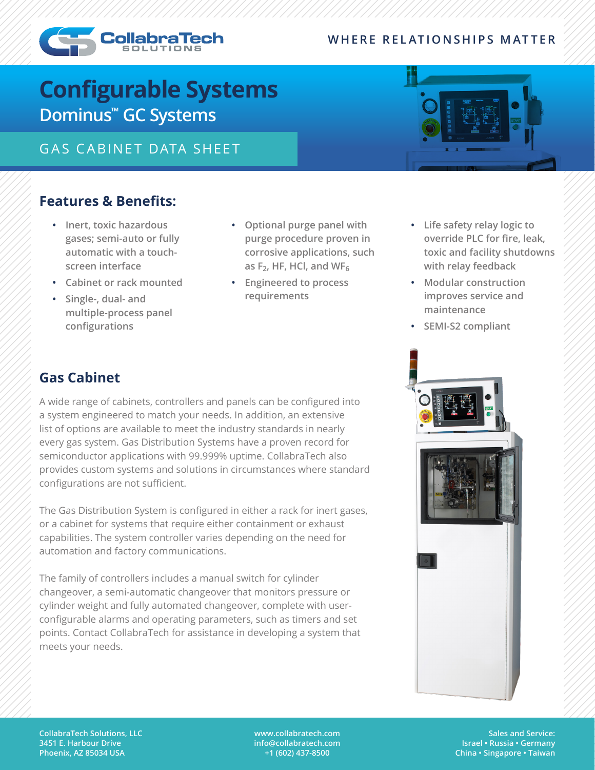CollabraTech SOLUTIONS

WHERE RELATIONSHIPS MATTER

# Configurable Systems

## Dominus™ GC Systems

GAS CABINET DATA SHEET

## Features & Benefits:

- Inert, toxic hazardous gases; semi-auto or fully automatic with a touch-screen interface
- Cabinet or rack mounted
- Single-, dual- and multiple-process panel configurations
- Optional purge panel with purge procedure proven in corrosive applications, such as $F_2$, HF, HCl, and $WF_6$
- Engineered to process requirements
- Life safety relay logic to override PLC for fire, leak, toxic and facility shutdowns with relay feedback
- Modular construction improves service and maintenance
- SEMI-S2 compliant

## Gas Cabinet

A wide range of cabinets, controllers and panels can be configured into a system engineered to match your needs. In addition, an extensive list of options are available to meet the industry standards in nearly every gas system. Gas Distribution Systems have a proven record for semiconductor applications with 99.999% uptime. CollabraTech also provides custom systems and solutions in circumstances where standard configurations are not sufficient.

The Gas Distribution System is configured in either a rack for inert gases, or a cabinet for systems that require either containment or exhaust capabilities. The system controller varies depending on the need for automation and factory communications.

The family of controllers includes a manual switch for cylinder changeover, a semi-automatic changeover that monitors pressure or cylinder weight and fully automated changeover, complete with user-configurable alarms and operating parameters, such as timers and set points. Contact CollabraTech for assistance in developing a system that meets your needs.

CollabraTech Solutions, LLC
3451 E. Harbour Drive
Phoenix, AZ 85034 USA

www.collabratech.com
info@collabratech.com
+1 (602) 437-8500

Sales and Service:
Israel • Russia • Germany
China • Singapore • Taiwan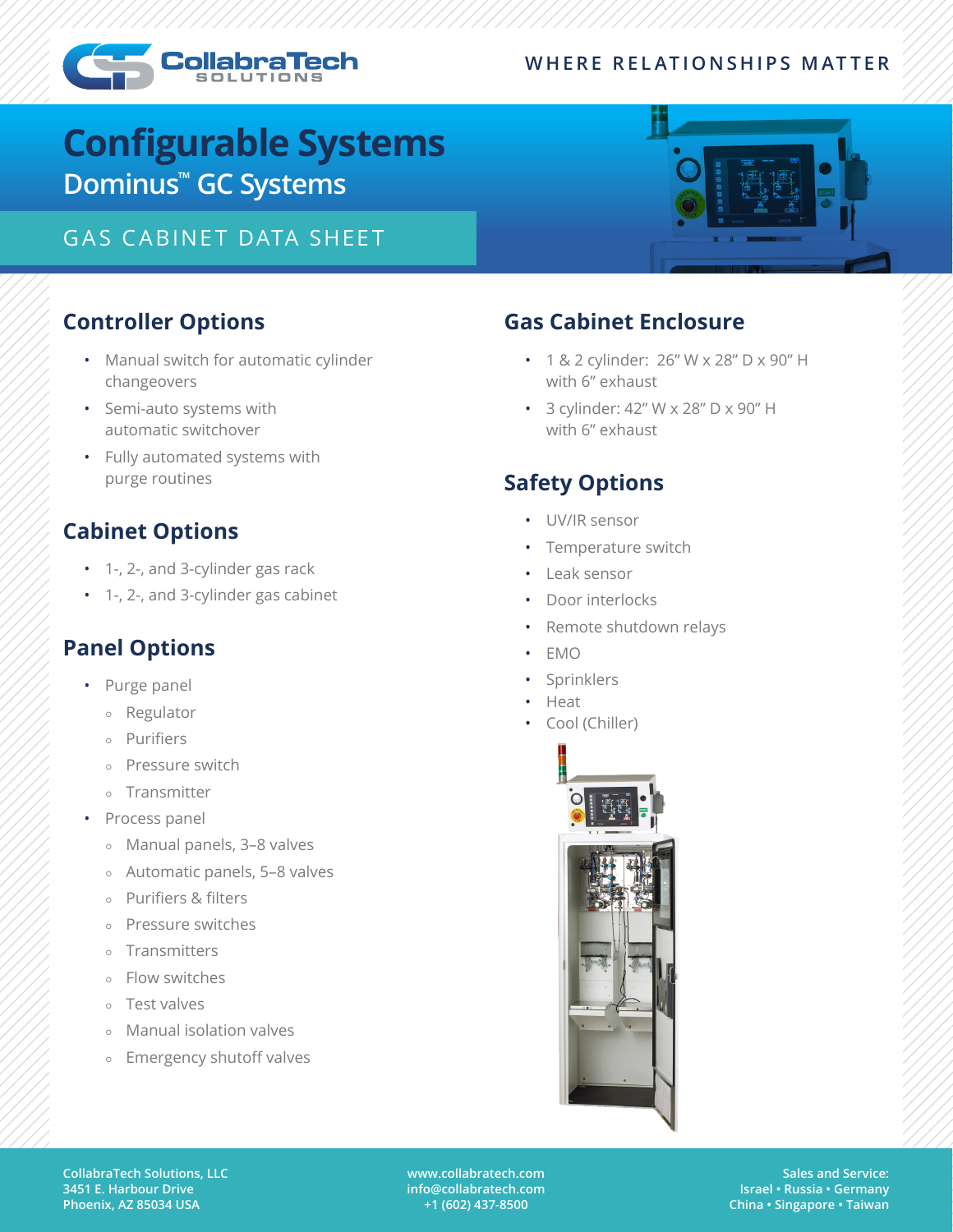CollabraTech SOLUTIONS

WHERE RELATIONSHIPS MATTER

# Configurable Systems

## Dominus™ GC Systems

GAS CABINET DATA SHEET

## Controller Options

- Manual switch for automatic cylinder changeovers
- Semi-auto systems with automatic switchover
- Fully automated systems with purge routines

## Cabinet Options

- 1-, 2-, and 3-cylinder gas rack
- 1-, 2-, and 3-cylinder gas cabinet

## Panel Options

- Purge panel
  - Regulator
  - Purifiers
  - Pressure switch
  - Transmitter
- Process panel
  - Manual panels, 3–8 valves
  - Automatic panels, 5–8 valves
  - Purifiers & filters
  - Pressure switches
  - Transmitters
  - Flow switches
  - Test valves
  - Manual isolation valves
  - Emergency shutoff valves

## Gas Cabinet Enclosure

- 1 & 2 cylinder: 26″ W x 28″ D x 90″ H with 6″ exhaust
- 3 cylinder: 42″ W x 28″ D x 90″ H with 6″ exhaust

## Safety Options

- UV/IR sensor
- Temperature switch
- Leak sensor
- Door interlocks
- Remote shutdown relays
- EMO
- Sprinklers
- Heat
- Cool (Chiller)

**CollabraTech Solutions, LLC**
**3451 E. Harbour Drive**
**Phoenix, AZ 85034 USA**

**www.collabratech.com**
**info@collabratech.com**
**+1 (602) 437-8500**

**Sales and Service:**
**Israel • Russia • Germany**
**China • Singapore • Taiwan**